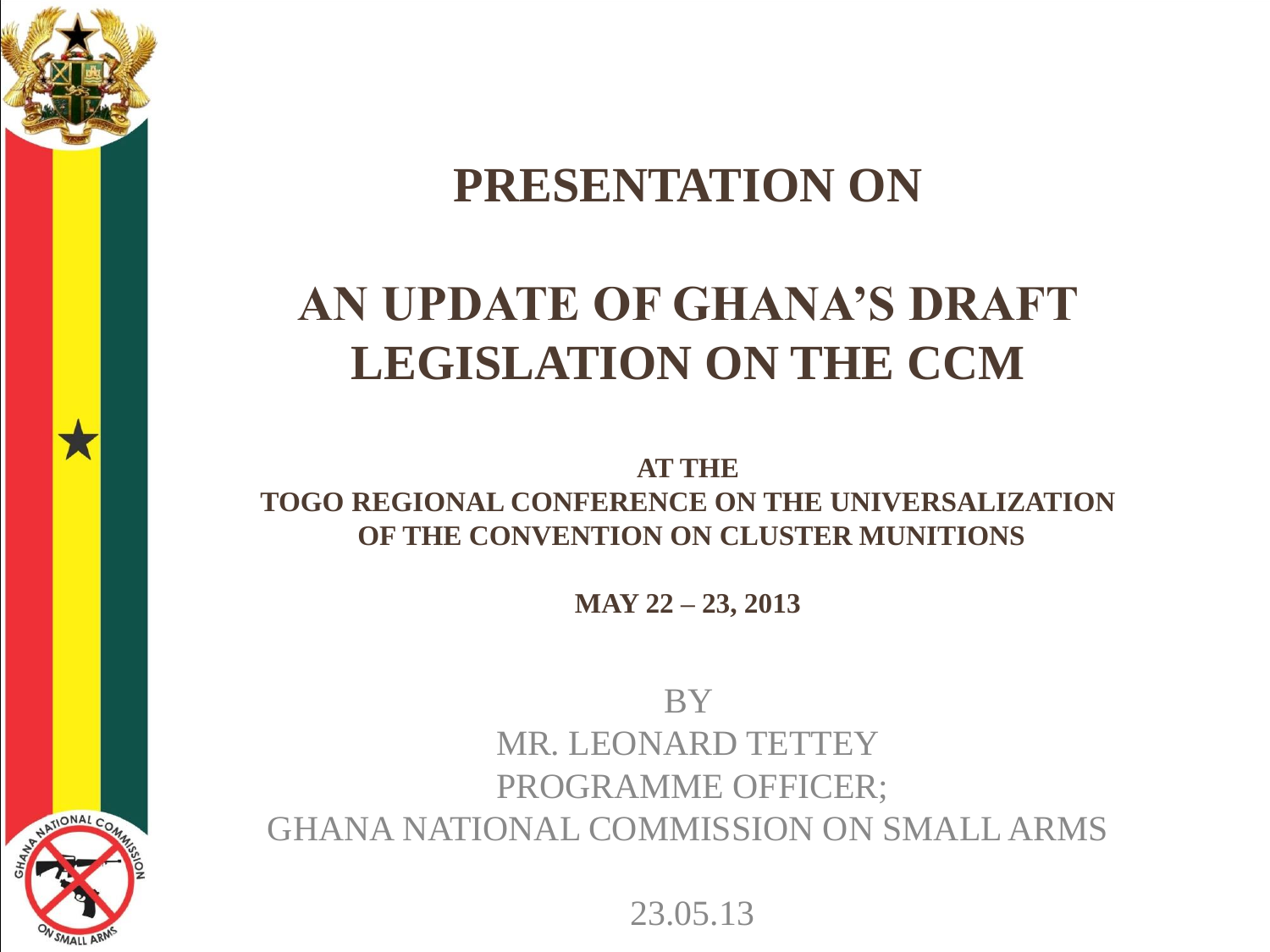# PRESENTATION ON

# AN UPDATE OF GHANA'S DRAFT LEGISLATION ON THE CCM

**AT THE**
**TOGO REGIONAL CONFERENCE ON THE UNIVERSALIZATION OF THE CONVENTION ON CLUSTER MUNITIONS**

**MAY 22 – 23, 2013**

BY
MR. LEONARD TETTEY
PROGRAMME OFFICER;
GHANA NATIONAL COMMISSION ON SMALL ARMS

23.05.13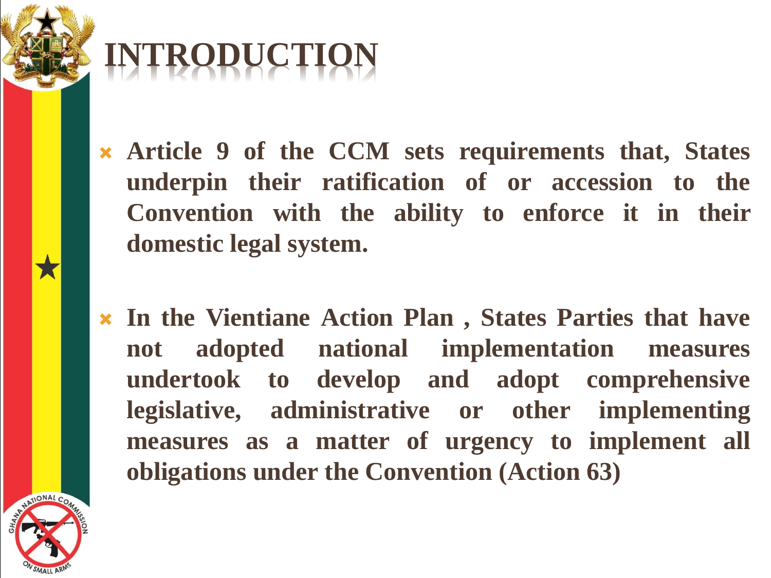# INTRODUCTION

- **Article 9 of the CCM sets requirements that, States underpin their ratification of or accession to the Convention with the ability to enforce it in their domestic legal system.**

- **In the Vientiane Action Plan , States Parties that have not adopted national implementation measures undertook to develop and adopt comprehensive legislative, administrative or other implementing measures as a matter of urgency to implement all obligations under the Convention (Action 63)**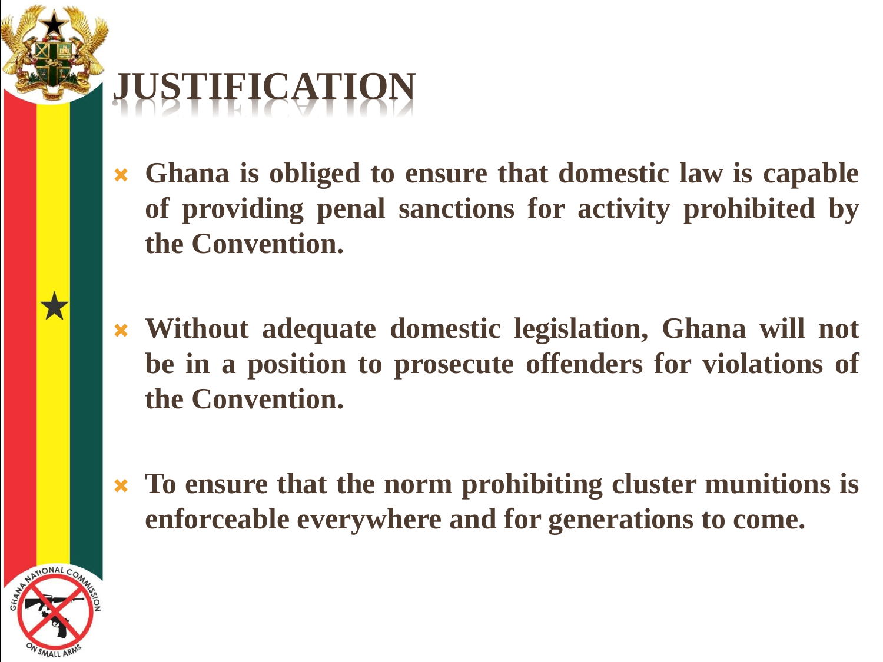# JUSTIFICATION

- **Ghana is obliged to ensure that domestic law is capable of providing penal sanctions for activity prohibited by the Convention.**

- **Without adequate domestic legislation, Ghana will not be in a position to prosecute offenders for violations of the Convention.**

- **To ensure that the norm prohibiting cluster munitions is enforceable everywhere and for generations to come.**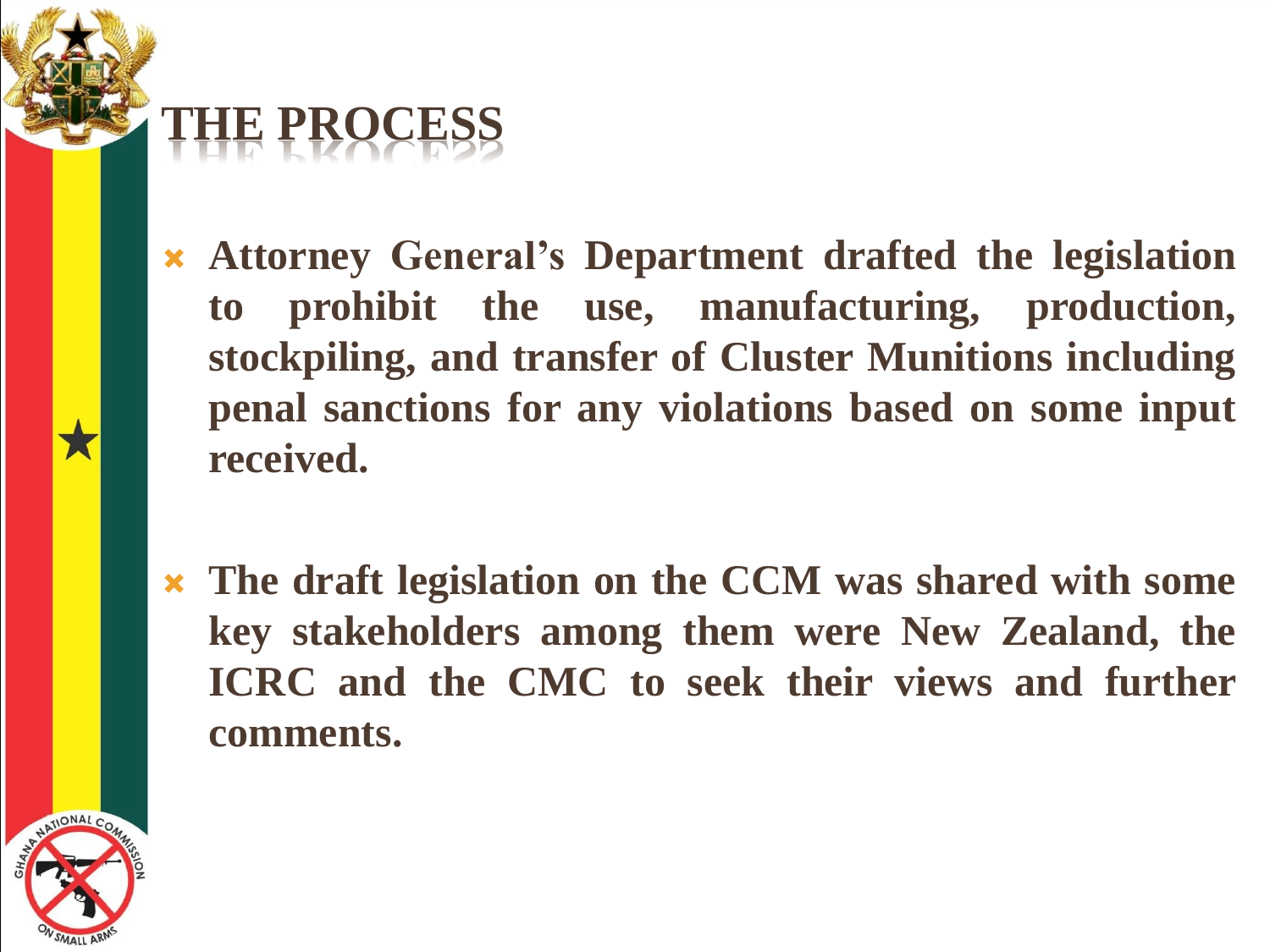# THE PROCESS

- **Attorney General's Department drafted the legislation to prohibit the use, manufacturing, production, stockpiling, and transfer of Cluster Munitions including penal sanctions for any violations based on some input received.**

- **The draft legislation on the CCM was shared with some key stakeholders among them were New Zealand, the ICRC and the CMC to seek their views and further comments.**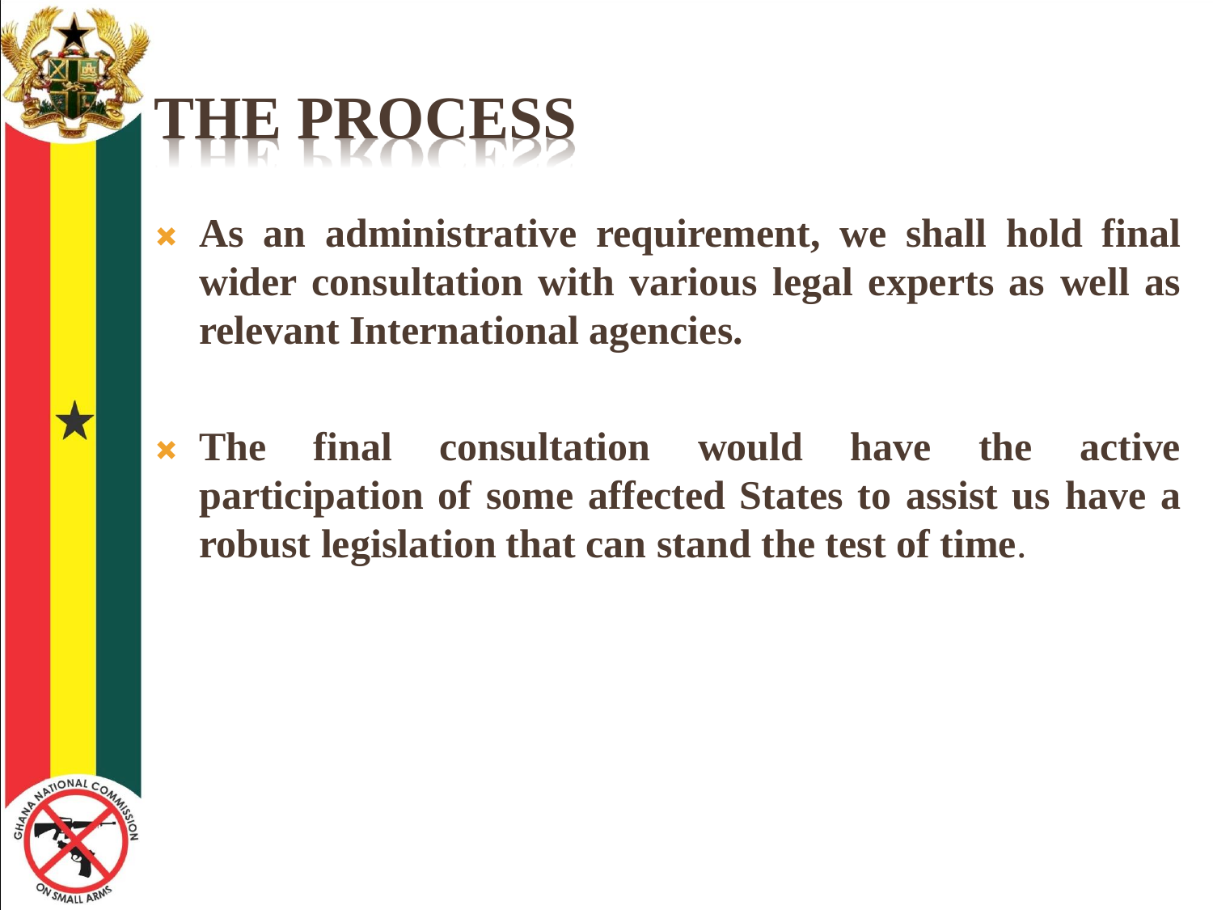# THE PROCESS

- **As an administrative requirement, we shall hold final wider consultation with various legal experts as well as relevant International agencies.**

- **The final consultation would have the active participation of some affected States to assist us have a robust legislation that can stand the test of time**.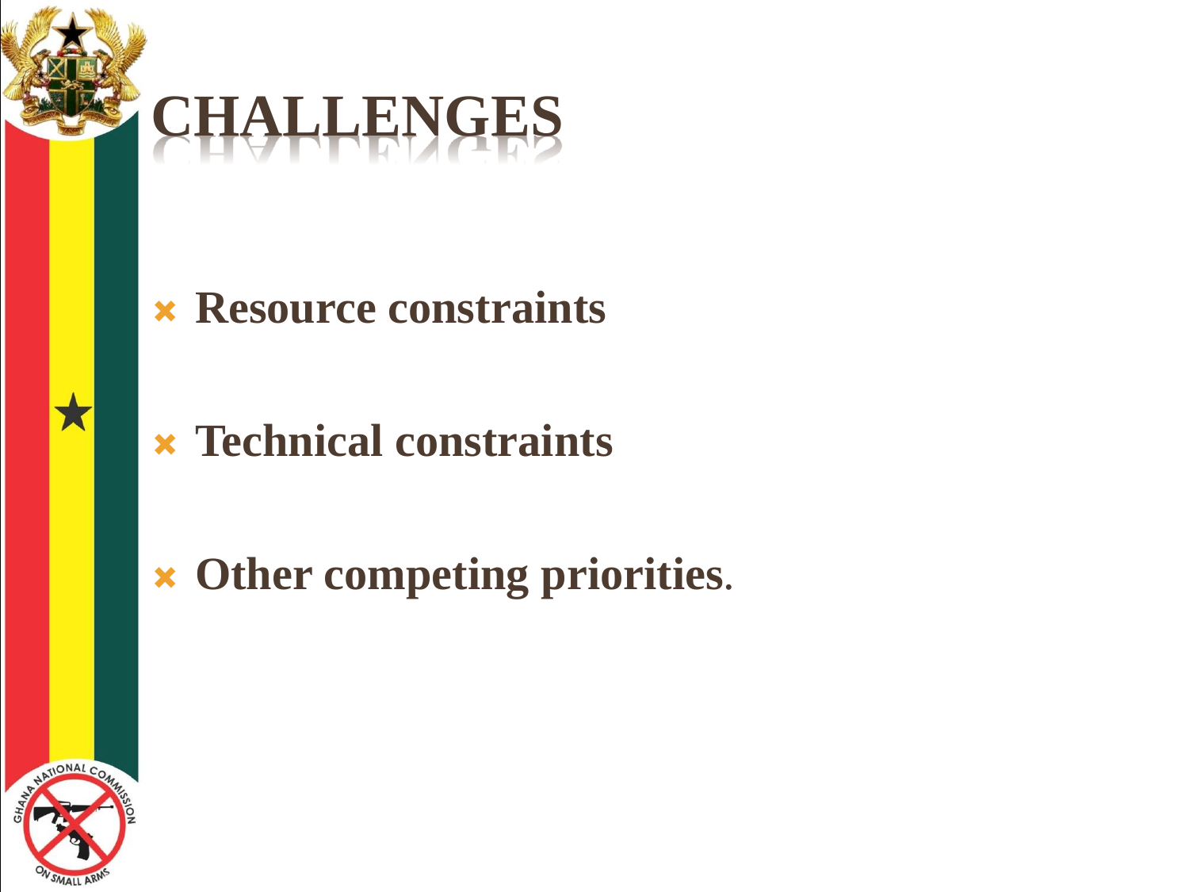# CHALLENGES

- **Resource constraints**
- **Technical constraints**
- **Other competing priorities**.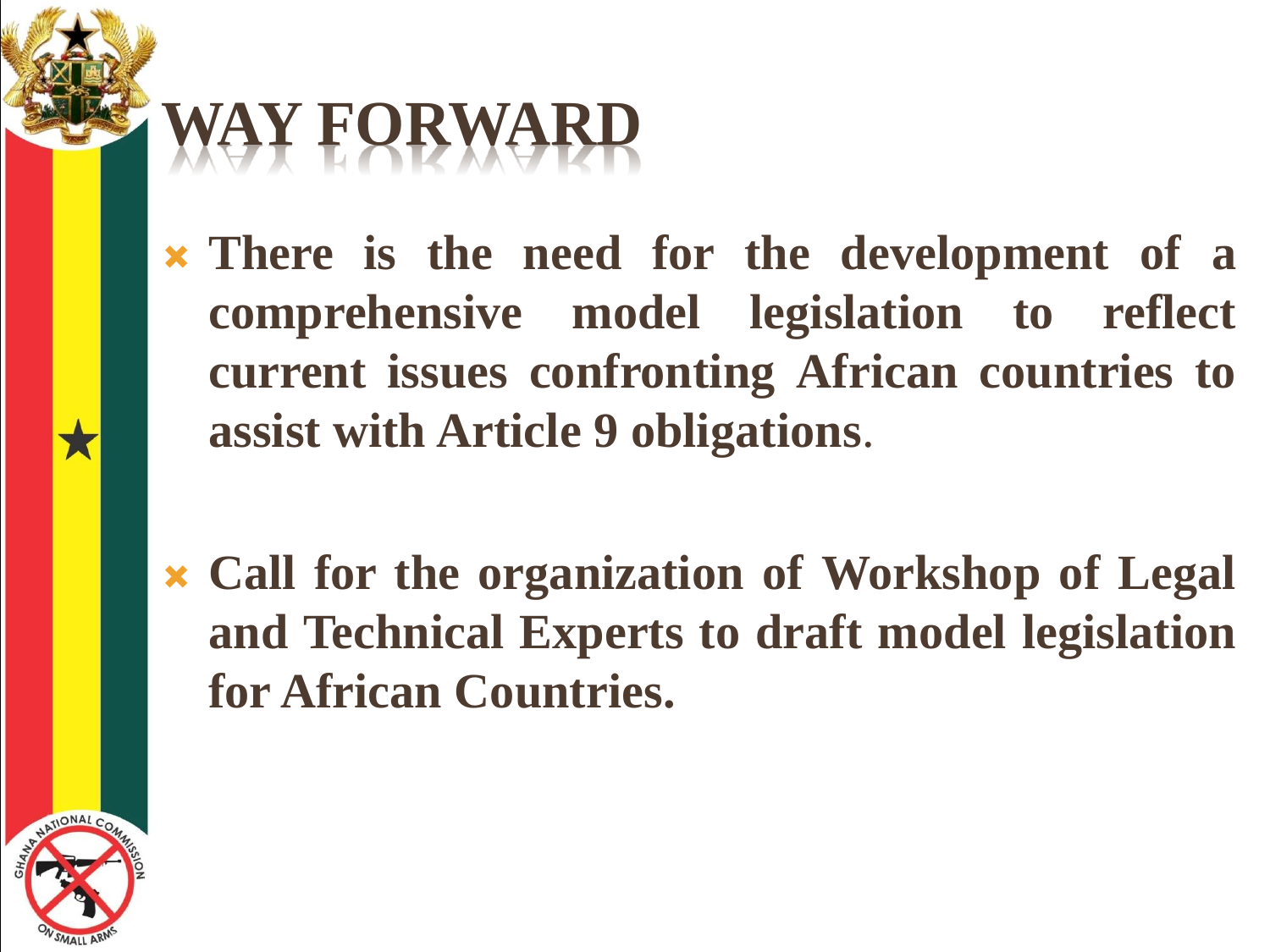# WAY FORWARD

- **There is the need for the development of a comprehensive model legislation to reflect current issues confronting African countries to assist with Article 9 obligations**.

- **Call for the organization of Workshop of Legal and Technical Experts to draft model legislation for African Countries.**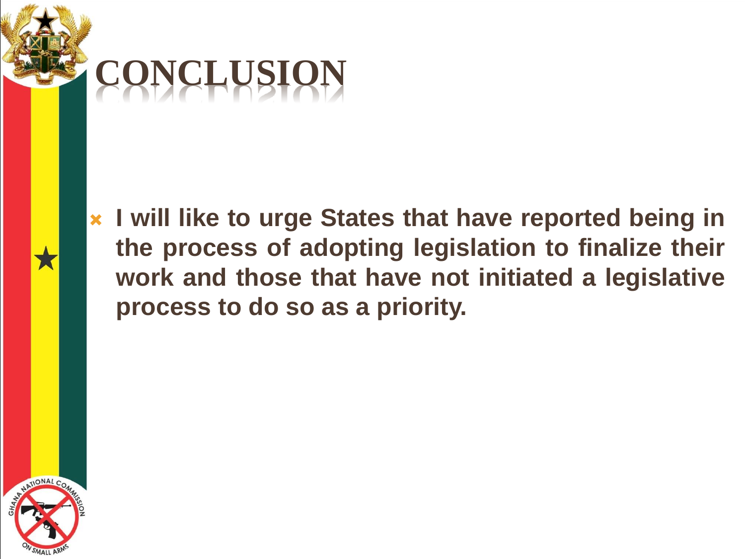# CONCLUSION

- I will like to urge States that have reported being in the process of adopting legislation to finalize their work and those that have not initiated a legislative process to do so as a priority.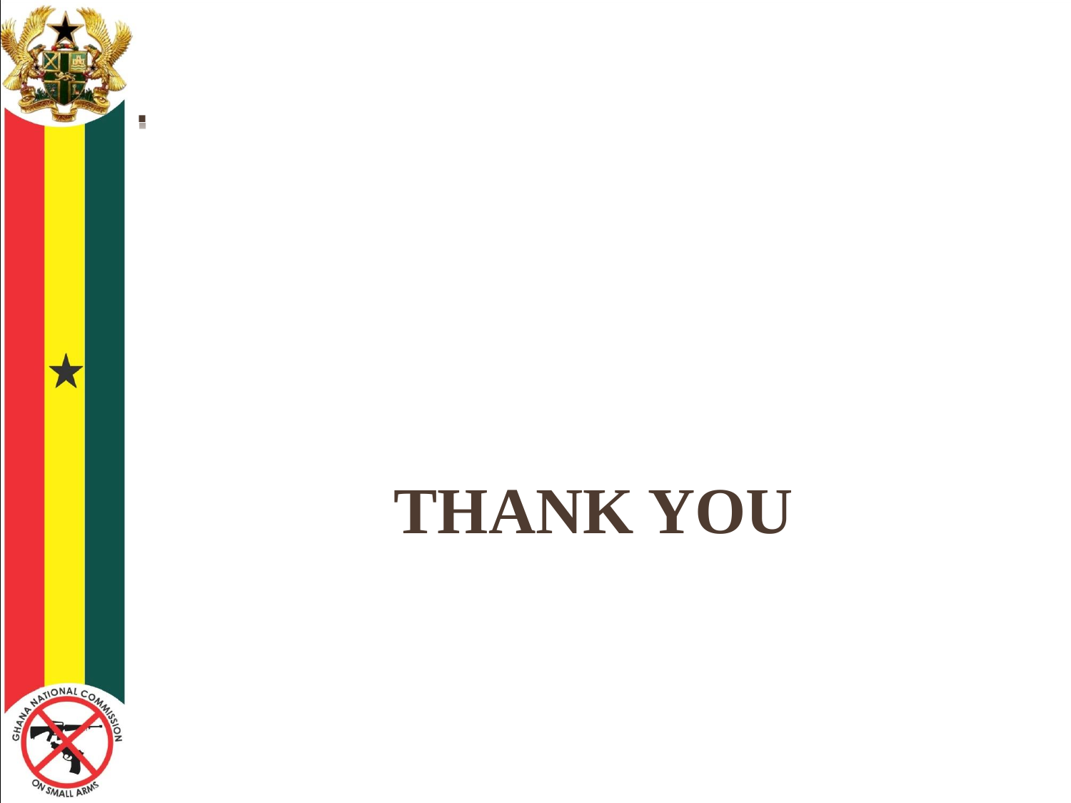# THANK YOU